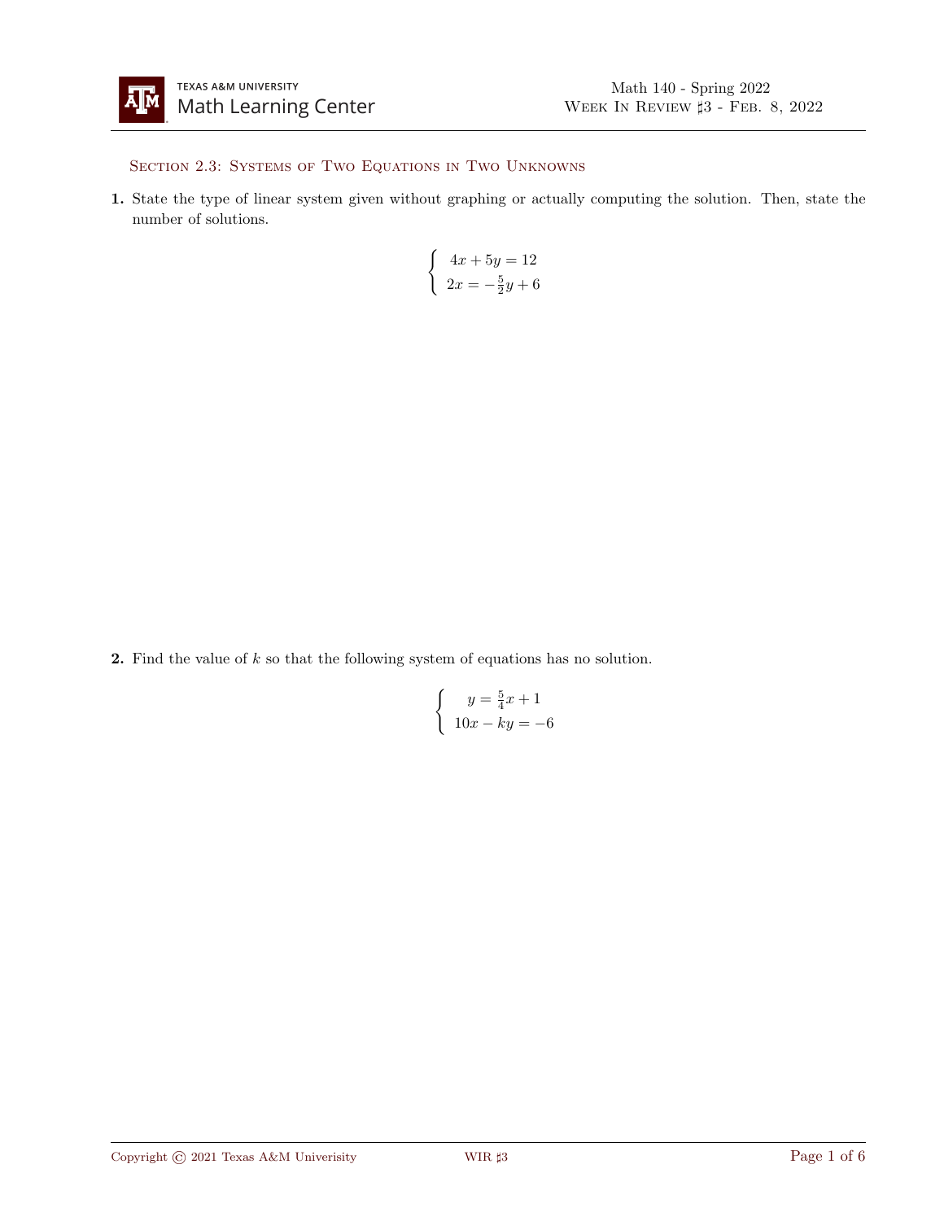## Section 2.3: Systems of Two Equations in Two Unknowns

**1.** State the type of linear system given without graphing or actually computing the solution. Then, state the number of solutions.

$$\begin{cases} 4x + 5y = 12 \\ 2x = -\frac{5}{2}y + 6 \end{cases}$$

**2.** Find the value of $k$ so that the following system of equations has no solution.

$$\begin{cases} y = \frac{5}{4}x + 1 \\ 10x - ky = -6 \end{cases}$$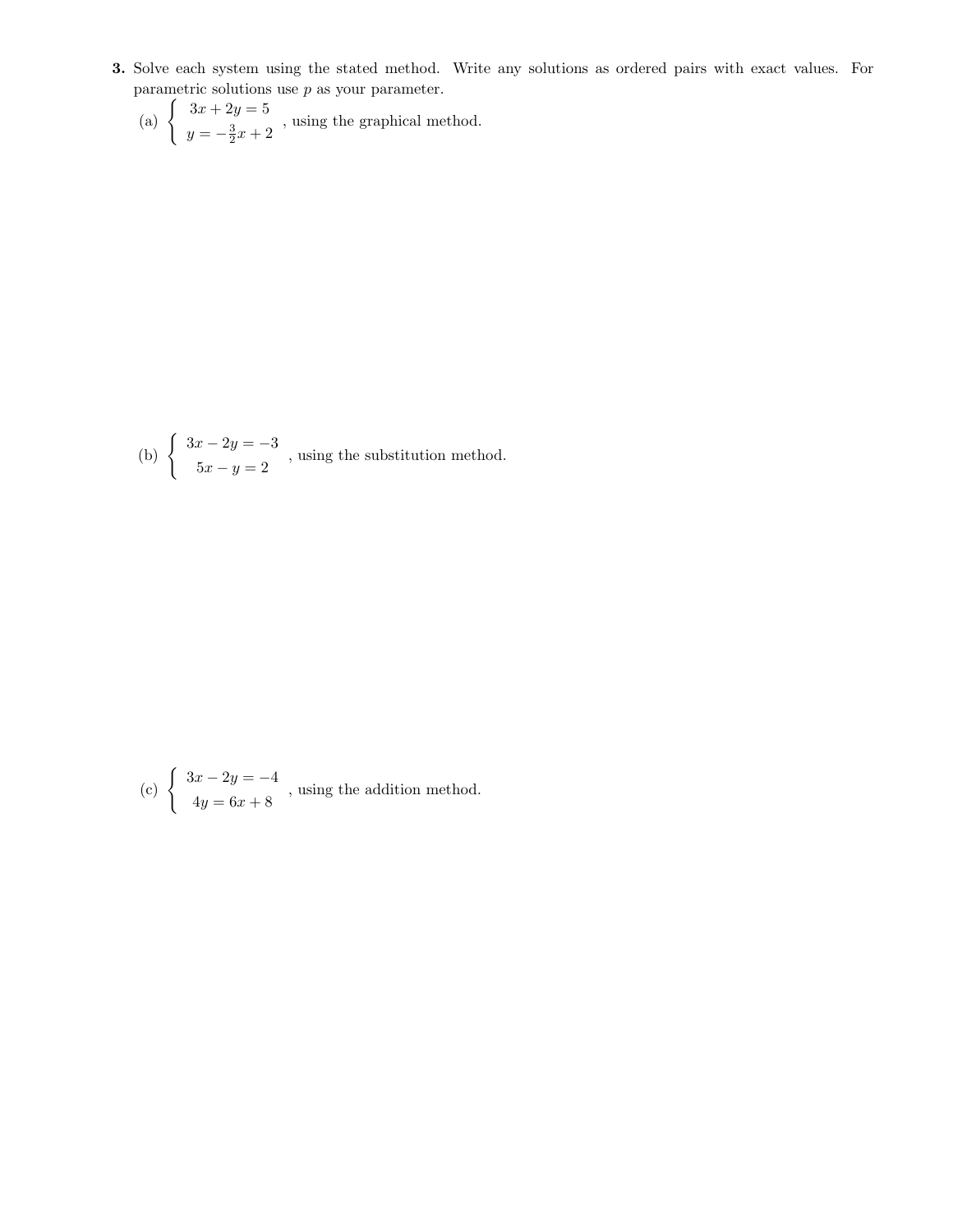**3.** Solve each system using the stated method. Write any solutions as ordered pairs with exact values. For parametric solutions use $p$ as your parameter.

(a) $\begin{cases} 3x + 2y = 5 \\ y = -\frac{3}{2}x + 2 \end{cases}$, using the graphical method.

(b) $\begin{cases} 3x - 2y = -3 \\ 5x - y = 2 \end{cases}$, using the substitution method.

(c) $\begin{cases} 3x - 2y = -4 \\ 4y = 6x + 8 \end{cases}$, using the addition method.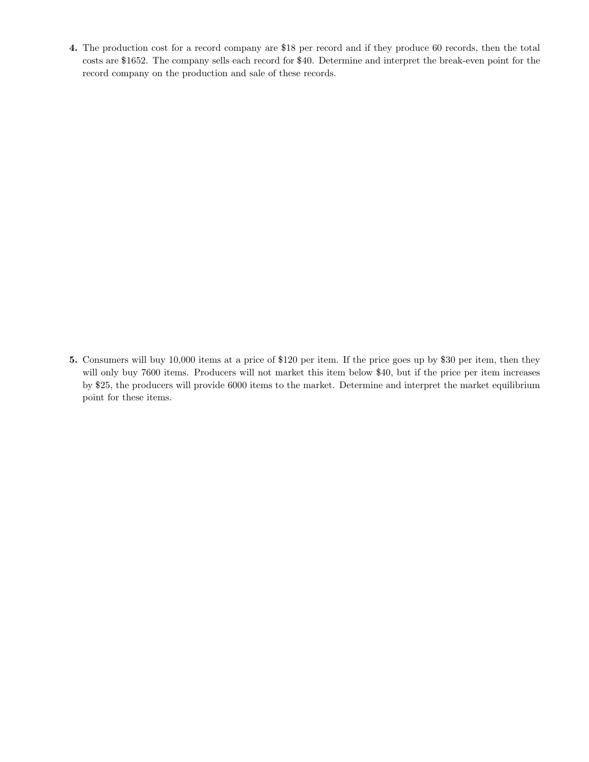**4.** The production cost for a record company are \$18 per record and if they produce 60 records, then the total costs are \$1652. The company sells each record for \$40. Determine and interpret the break-even point for the record company on the production and sale of these records.

**5.** Consumers will buy 10,000 items at a price of \$120 per item. If the price goes up by \$30 per item, then they will only buy 7600 items. Producers will not market this item below \$40, but if the price per item increases by \$25, the producers will provide 6000 items to the market. Determine and interpret the market equilibrium point for these items.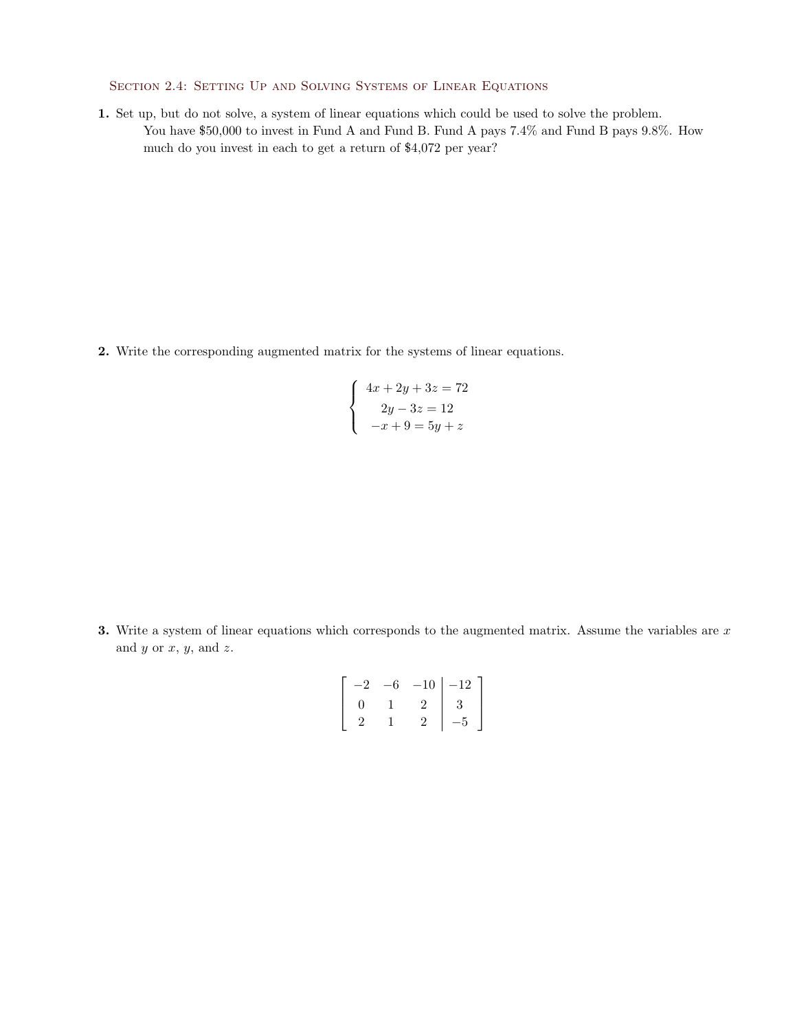## Section 2.4: Setting Up and Solving Systems of Linear Equations

**1.** Set up, but do not solve, a system of linear equations which could be used to solve the problem.

You have \$50,000 to invest in Fund A and Fund B. Fund A pays 7.4% and Fund B pays 9.8%. How much do you invest in each to get a return of \$4,072 per year?

**2.** Write the corresponding augmented matrix for the systems of linear equations.

$$\begin{cases} 4x + 2y + 3z = 72 \\ 2y - 3z = 12 \\ -x + 9 = 5y + z \end{cases}$$

**3.** Write a system of linear equations which corresponds to the augmented matrix. Assume the variables are $x$ and $y$ or $x$, $y$, and $z$.

$$\left[\begin{array}{ccc|c} -2 & -6 & -10 & -12 \\ 0 & 1 & 2 & 3 \\ 2 & 1 & 2 & -5 \end{array}\right]$$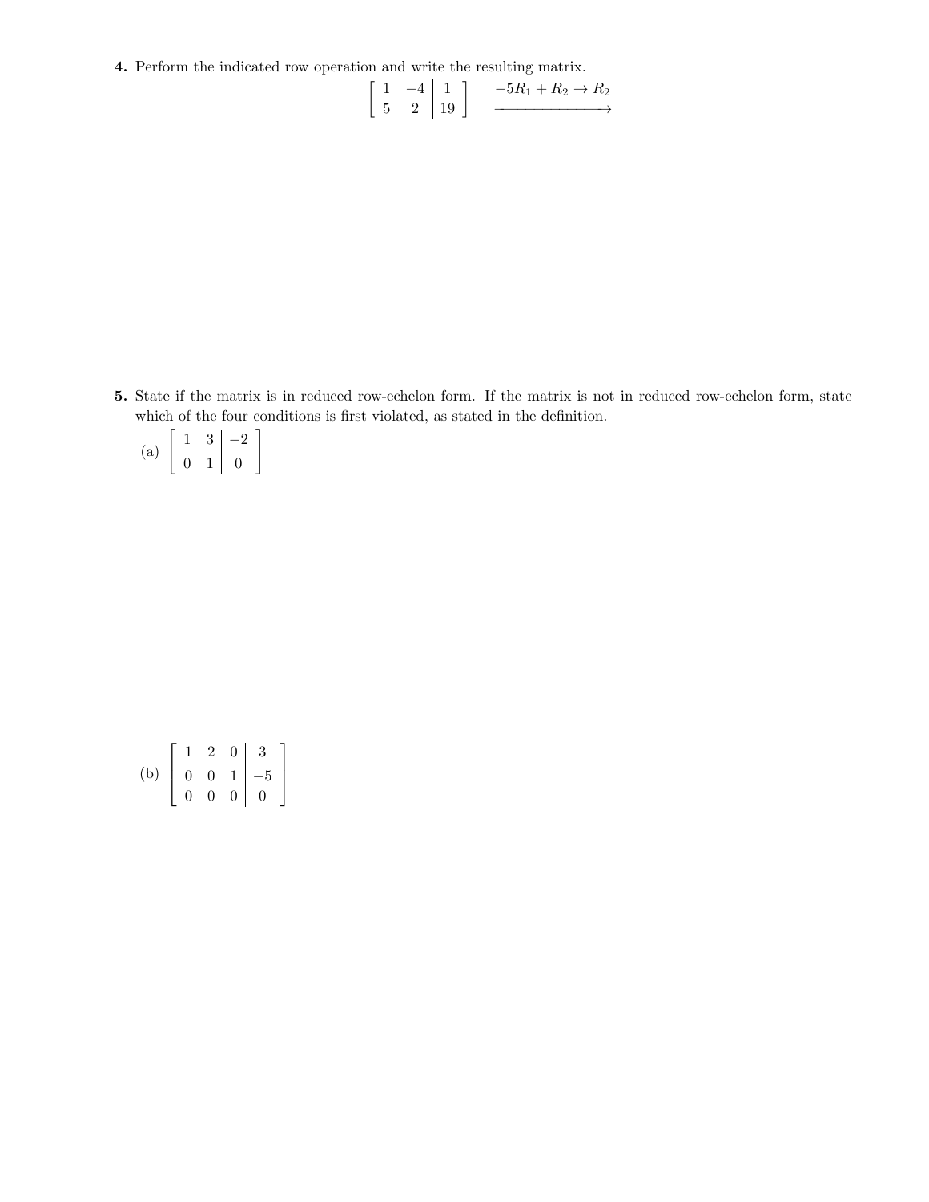**4.** Perform the indicated row operation and write the resulting matrix.

$$\left[\begin{array}{cc|c} 1 & -4 & 1 \\ 5 & 2 & 19 \end{array}\right] \xrightarrow{-5R_1 + R_2 \to R_2}$$

**5.** State if the matrix is in reduced row-echelon form. If the matrix is not in reduced row-echelon form, state which of the four conditions is first violated, as stated in the definition.

(a) $\left[\begin{array}{cc|c} 1 & 3 & -2 \\ 0 & 1 & 0 \end{array}\right]$

(b) $\left[\begin{array}{ccc|c} 1 & 2 & 0 & 3 \\ 0 & 0 & 1 & -5 \\ 0 & 0 & 0 & 0 \end{array}\right]$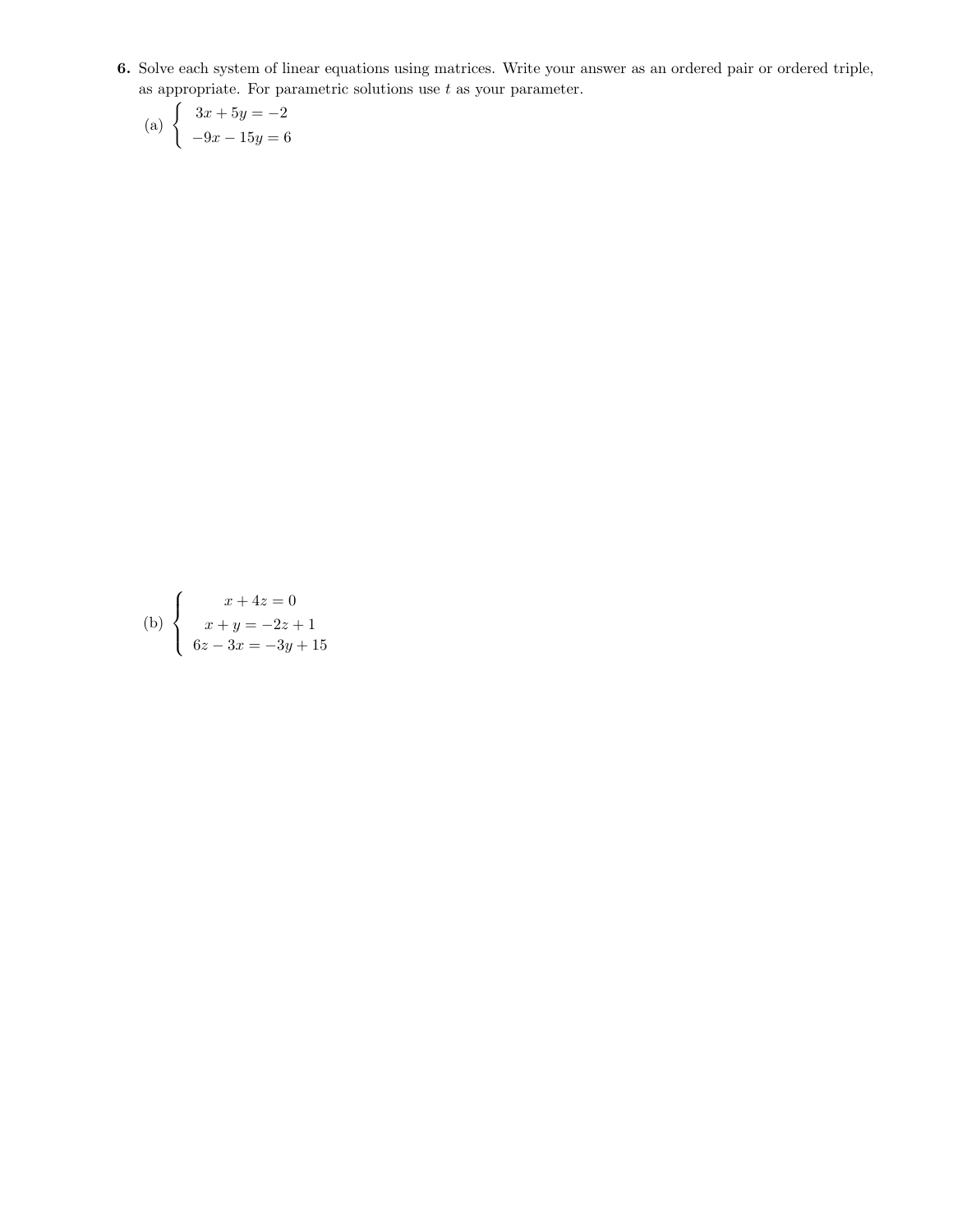**6.** Solve each system of linear equations using matrices. Write your answer as an ordered pair or ordered triple, as appropriate. For parametric solutions use $t$ as your parameter.

(a) $$\begin{cases} 3x + 5y = -2 \\ -9x - 15y = 6 \end{cases}$$

(b) $$\begin{cases} x + 4z = 0 \\ x + y = -2z + 1 \\ 6z - 3x = -3y + 15 \end{cases}$$